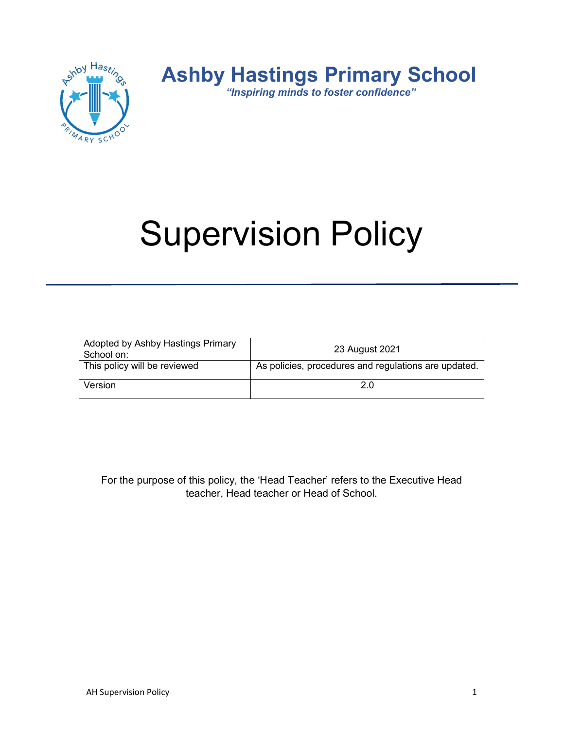# Ashby Hastings Primary School

***"Inspiring minds to foster confidence"***

# Supervision Policy

---

| Adopted by Ashby Hastings Primary School on: | 23 August 2021 |
|---|---|
| This policy will be reviewed | As policies, procedures and regulations are updated. |
| Version | 2.0 |

For the purpose of this policy, the 'Head Teacher' refers to the Executive Head teacher, Head teacher or Head of School.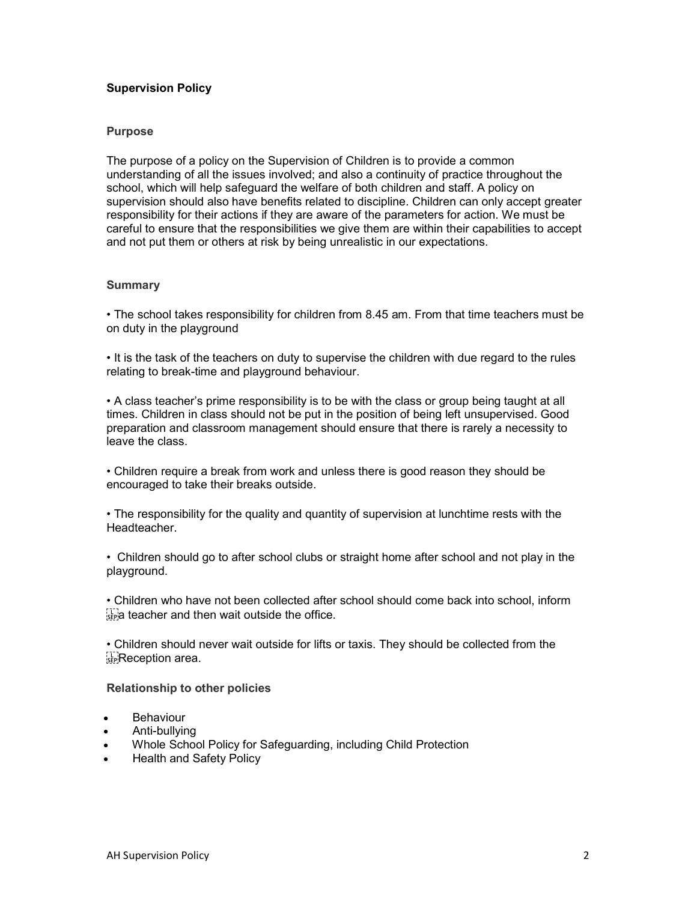**Supervision Policy**

### Purpose

The purpose of a policy on the Supervision of Children is to provide a common understanding of all the issues involved; and also a continuity of practice throughout the school, which will help safeguard the welfare of both children and staff. A policy on supervision should also have benefits related to discipline. Children can only accept greater responsibility for their actions if they are aware of the parameters for action. We must be careful to ensure that the responsibilities we give them are within their capabilities to accept and not put them or others at risk by being unrealistic in our expectations.

### Summary

• The school takes responsibility for children from 8.45 am. From that time teachers must be on duty in the playground

• It is the task of the teachers on duty to supervise the children with due regard to the rules relating to break-time and playground behaviour.

• A class teacher's prime responsibility is to be with the class or group being taught at all times. Children in class should not be put in the position of being left unsupervised. Good preparation and classroom management should ensure that there is rarely a necessity to leave the class.

• Children require a break from work and unless there is good reason they should be encouraged to take their breaks outside.

• The responsibility for the quality and quantity of supervision at lunchtime rests with the Headteacher.

• Children should go to after school clubs or straight home after school and not play in the playground.

• Children who have not been collected after school should come back into school, inform a teacher and then wait outside the office.

• Children should never wait outside for lifts or taxis. They should be collected from the Reception area.

### Relationship to other policies

- Behaviour
- Anti-bullying
- Whole School Policy for Safeguarding, including Child Protection
- Health and Safety Policy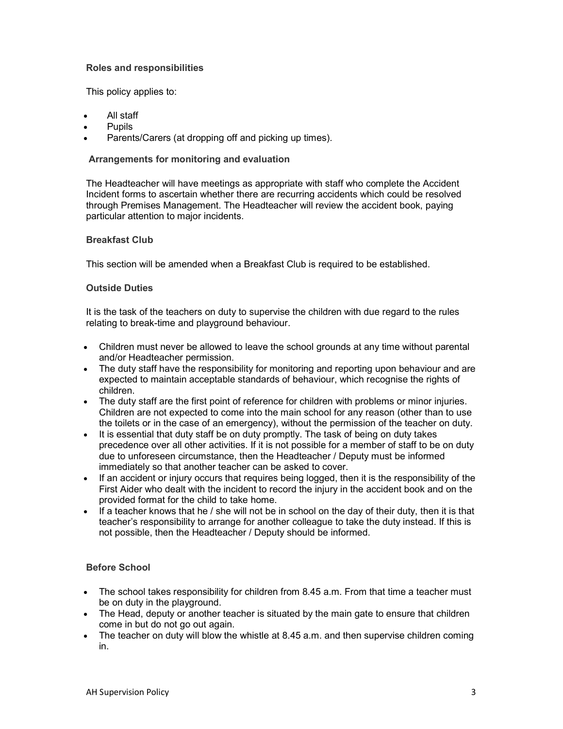### Roles and responsibilities

This policy applies to:

- All staff
- Pupils
- Parents/Carers (at dropping off and picking up times).

### Arrangements for monitoring and evaluation

The Headteacher will have meetings as appropriate with staff who complete the Accident Incident forms to ascertain whether there are recurring accidents which could be resolved through Premises Management. The Headteacher will review the accident book, paying particular attention to major incidents.

### Breakfast Club

This section will be amended when a Breakfast Club is required to be established.

### Outside Duties

It is the task of the teachers on duty to supervise the children with due regard to the rules relating to break-time and playground behaviour.

- Children must never be allowed to leave the school grounds at any time without parental and/or Headteacher permission.
- The duty staff have the responsibility for monitoring and reporting upon behaviour and are expected to maintain acceptable standards of behaviour, which recognise the rights of children.
- The duty staff are the first point of reference for children with problems or minor injuries. Children are not expected to come into the main school for any reason (other than to use the toilets or in the case of an emergency), without the permission of the teacher on duty.
- It is essential that duty staff be on duty promptly. The task of being on duty takes precedence over all other activities. If it is not possible for a member of staff to be on duty due to unforeseen circumstance, then the Headteacher / Deputy must be informed immediately so that another teacher can be asked to cover.
- If an accident or injury occurs that requires being logged, then it is the responsibility of the First Aider who dealt with the incident to record the injury in the accident book and on the provided format for the child to take home.
- If a teacher knows that he / she will not be in school on the day of their duty, then it is that teacher's responsibility to arrange for another colleague to take the duty instead. If this is not possible, then the Headteacher / Deputy should be informed.

### Before School

- The school takes responsibility for children from 8.45 a.m. From that time a teacher must be on duty in the playground.
- The Head, deputy or another teacher is situated by the main gate to ensure that children come in but do not go out again.
- The teacher on duty will blow the whistle at 8.45 a.m. and then supervise children coming in.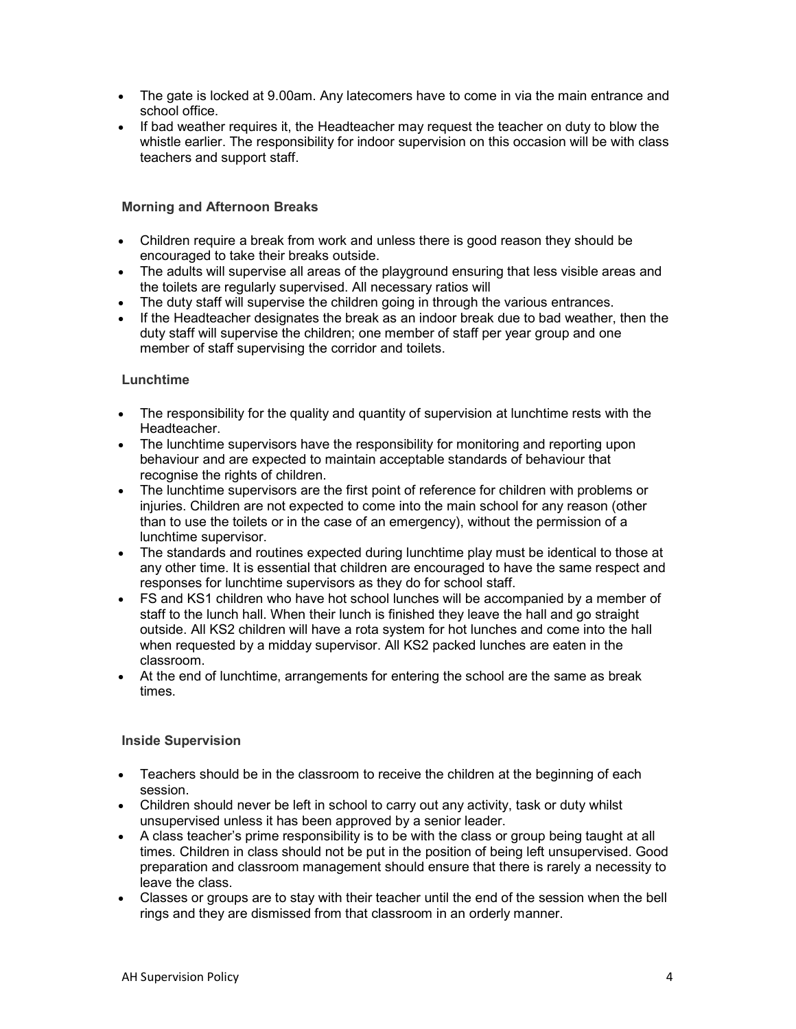- The gate is locked at 9.00am. Any latecomers have to come in via the main entrance and school office.
- If bad weather requires it, the Headteacher may request the teacher on duty to blow the whistle earlier. The responsibility for indoor supervision on this occasion will be with class teachers and support staff.

### Morning and Afternoon Breaks

- Children require a break from work and unless there is good reason they should be encouraged to take their breaks outside.
- The adults will supervise all areas of the playground ensuring that less visible areas and the toilets are regularly supervised. All necessary ratios will
- The duty staff will supervise the children going in through the various entrances.
- If the Headteacher designates the break as an indoor break due to bad weather, then the duty staff will supervise the children; one member of staff per year group and one member of staff supervising the corridor and toilets.

### Lunchtime

- The responsibility for the quality and quantity of supervision at lunchtime rests with the Headteacher.
- The lunchtime supervisors have the responsibility for monitoring and reporting upon behaviour and are expected to maintain acceptable standards of behaviour that recognise the rights of children.
- The lunchtime supervisors are the first point of reference for children with problems or injuries. Children are not expected to come into the main school for any reason (other than to use the toilets or in the case of an emergency), without the permission of a lunchtime supervisor.
- The standards and routines expected during lunchtime play must be identical to those at any other time. It is essential that children are encouraged to have the same respect and responses for lunchtime supervisors as they do for school staff.
- FS and KS1 children who have hot school lunches will be accompanied by a member of staff to the lunch hall. When their lunch is finished they leave the hall and go straight outside. All KS2 children will have a rota system for hot lunches and come into the hall when requested by a midday supervisor. All KS2 packed lunches are eaten in the classroom.
- At the end of lunchtime, arrangements for entering the school are the same as break times.

### Inside Supervision

- Teachers should be in the classroom to receive the children at the beginning of each session.
- Children should never be left in school to carry out any activity, task or duty whilst unsupervised unless it has been approved by a senior leader.
- A class teacher's prime responsibility is to be with the class or group being taught at all times. Children in class should not be put in the position of being left unsupervised. Good preparation and classroom management should ensure that there is rarely a necessity to leave the class.
- Classes or groups are to stay with their teacher until the end of the session when the bell rings and they are dismissed from that classroom in an orderly manner.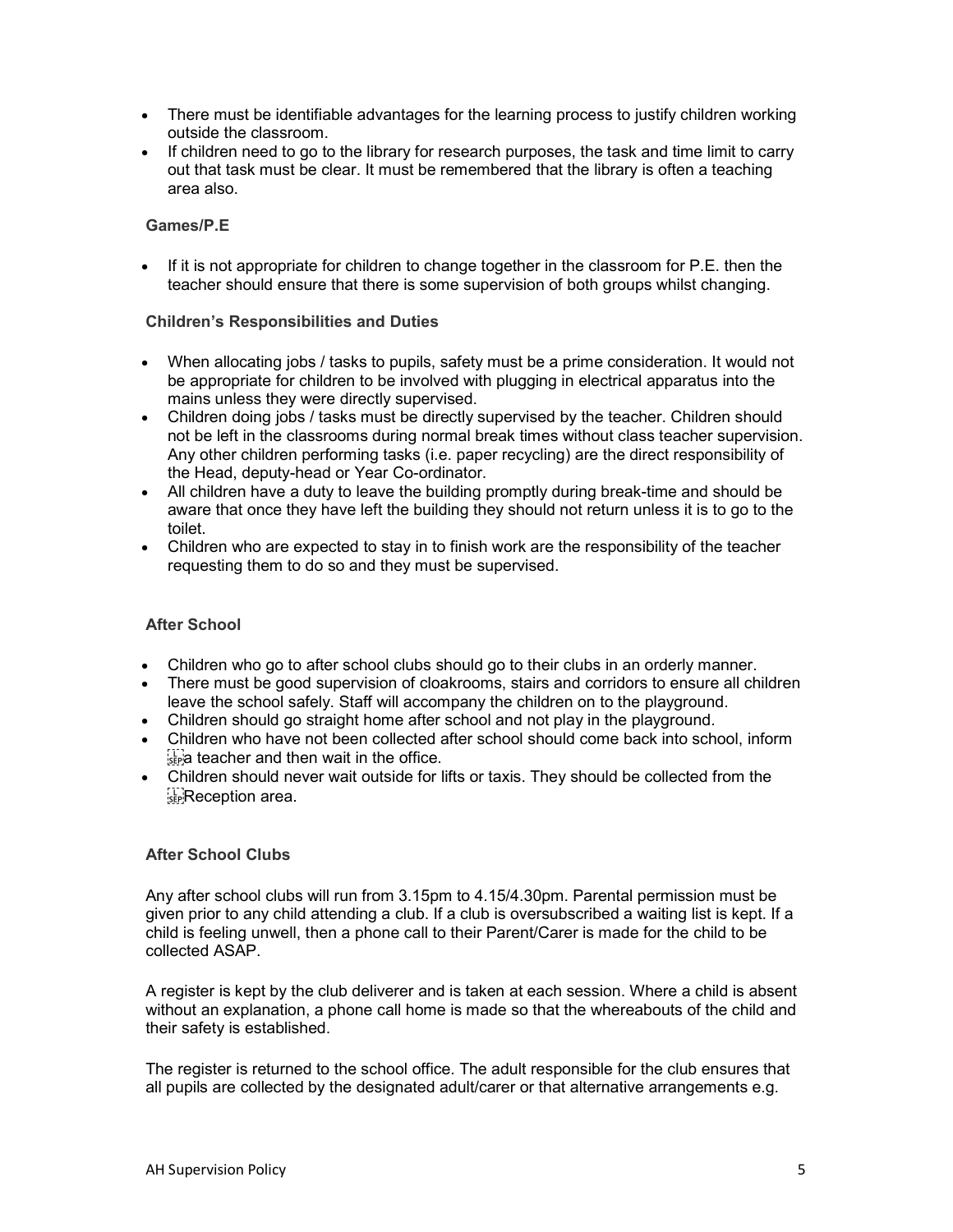- There must be identifiable advantages for the learning process to justify children working outside the classroom.
- If children need to go to the library for research purposes, the task and time limit to carry out that task must be clear. It must be remembered that the library is often a teaching area also.

### Games/P.E

- If it is not appropriate for children to change together in the classroom for P.E. then the teacher should ensure that there is some supervision of both groups whilst changing.

### Children's Responsibilities and Duties

- When allocating jobs / tasks to pupils, safety must be a prime consideration. It would not be appropriate for children to be involved with plugging in electrical apparatus into the mains unless they were directly supervised.
- Children doing jobs / tasks must be directly supervised by the teacher. Children should not be left in the classrooms during normal break times without class teacher supervision. Any other children performing tasks (i.e. paper recycling) are the direct responsibility of the Head, deputy-head or Year Co-ordinator.
- All children have a duty to leave the building promptly during break-time and should be aware that once they have left the building they should not return unless it is to go to the toilet.
- Children who are expected to stay in to finish work are the responsibility of the teacher requesting them to do so and they must be supervised.

### After School

- Children who go to after school clubs should go to their clubs in an orderly manner.
- There must be good supervision of cloakrooms, stairs and corridors to ensure all children leave the school safely. Staff will accompany the children on to the playground.
- Children should go straight home after school and not play in the playground.
- Children who have not been collected after school should come back into school, inform a teacher and then wait in the office.
- Children should never wait outside for lifts or taxis. They should be collected from the Reception area.

### After School Clubs

Any after school clubs will run from 3.15pm to 4.15/4.30pm. Parental permission must be given prior to any child attending a club. If a club is oversubscribed a waiting list is kept. If a child is feeling unwell, then a phone call to their Parent/Carer is made for the child to be collected ASAP.

A register is kept by the club deliverer and is taken at each session. Where a child is absent without an explanation, a phone call home is made so that the whereabouts of the child and their safety is established.

The register is returned to the school office. The adult responsible for the club ensures that all pupils are collected by the designated adult/carer or that alternative arrangements e.g.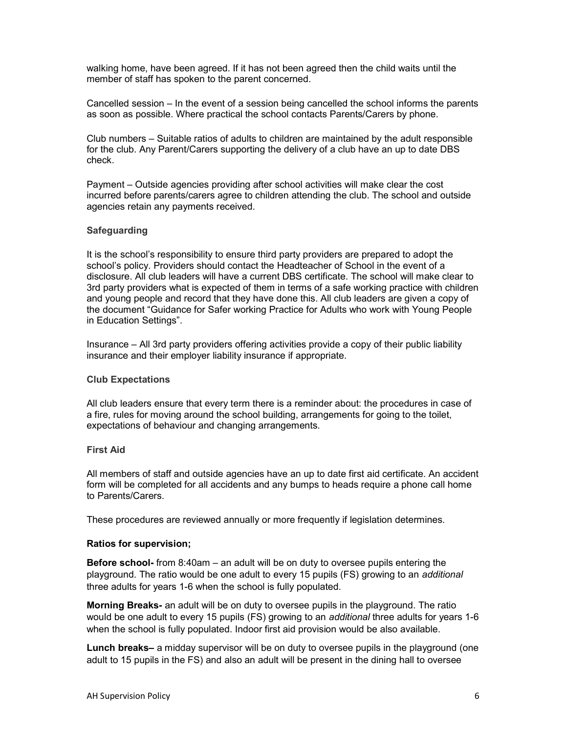walking home, have been agreed. If it has not been agreed then the child waits until the member of staff has spoken to the parent concerned.

Cancelled session – In the event of a session being cancelled the school informs the parents as soon as possible. Where practical the school contacts Parents/Carers by phone.

Club numbers – Suitable ratios of adults to children are maintained by the adult responsible for the club. Any Parent/Carers supporting the delivery of a club have an up to date DBS check.

Payment – Outside agencies providing after school activities will make clear the cost incurred before parents/carers agree to children attending the club. The school and outside agencies retain any payments received.

### Safeguarding

It is the school's responsibility to ensure third party providers are prepared to adopt the school's policy. Providers should contact the Headteacher of School in the event of a disclosure. All club leaders will have a current DBS certificate. The school will make clear to 3rd party providers what is expected of them in terms of a safe working practice with children and young people and record that they have done this. All club leaders are given a copy of the document "Guidance for Safer working Practice for Adults who work with Young People in Education Settings".

Insurance – All 3rd party providers offering activities provide a copy of their public liability insurance and their employer liability insurance if appropriate.

### Club Expectations

All club leaders ensure that every term there is a reminder about: the procedures in case of a fire, rules for moving around the school building, arrangements for going to the toilet, expectations of behaviour and changing arrangements.

### First Aid

All members of staff and outside agencies have an up to date first aid certificate. An accident form will be completed for all accidents and any bumps to heads require a phone call home to Parents/Carers.

These procedures are reviewed annually or more frequently if legislation determines.

### Ratios for supervision;

**Before school-** from 8:40am – an adult will be on duty to oversee pupils entering the playground. The ratio would be one adult to every 15 pupils (FS) growing to an *additional* three adults for years 1-6 when the school is fully populated.

**Morning Breaks-** an adult will be on duty to oversee pupils in the playground. The ratio would be one adult to every 15 pupils (FS) growing to an *additional* three adults for years 1-6 when the school is fully populated. Indoor first aid provision would be also available.

**Lunch breaks–** a midday supervisor will be on duty to oversee pupils in the playground (one adult to 15 pupils in the FS) and also an adult will be present in the dining hall to oversee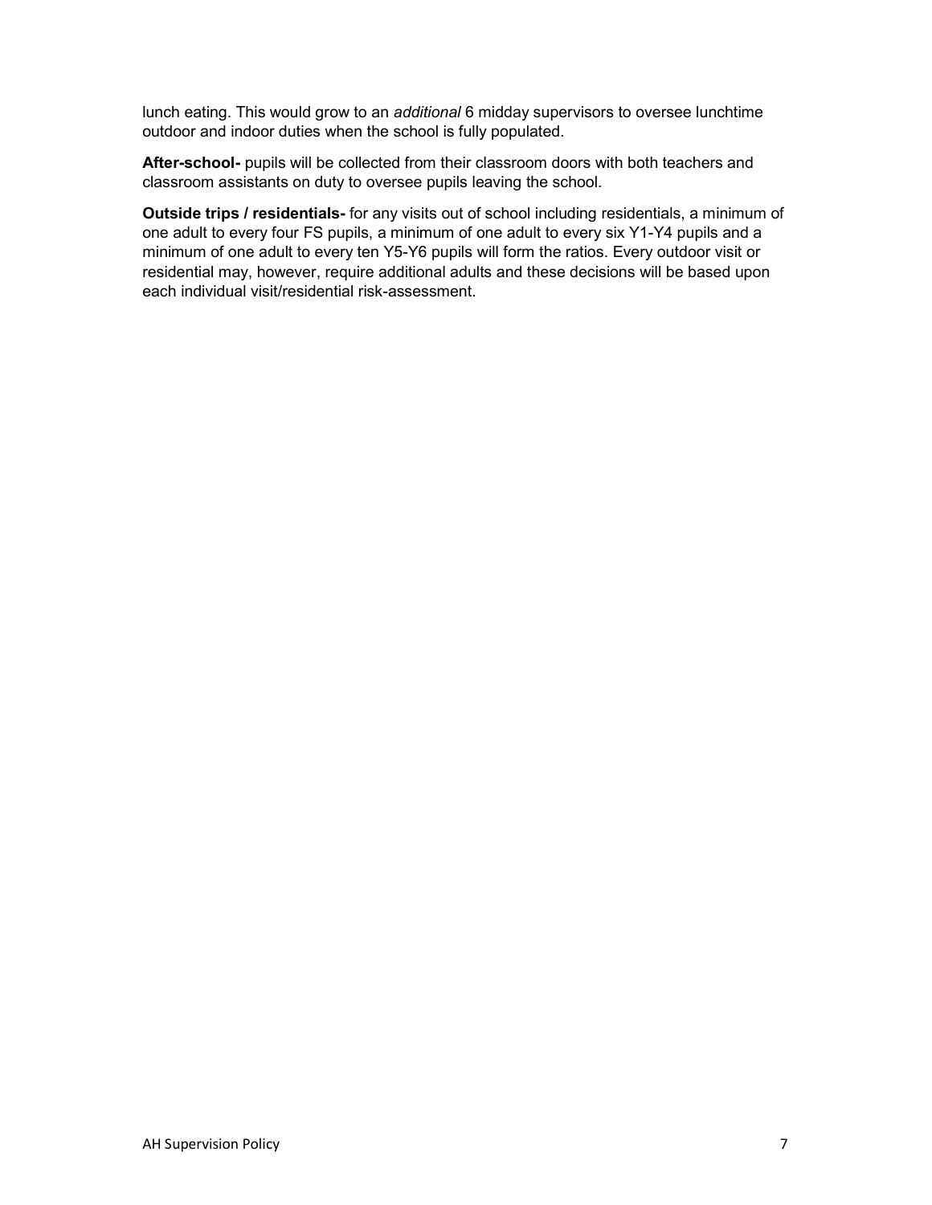lunch eating. This would grow to an *additional* 6 midday supervisors to oversee lunchtime outdoor and indoor duties when the school is fully populated.

**After-school-** pupils will be collected from their classroom doors with both teachers and classroom assistants on duty to oversee pupils leaving the school.

**Outside trips / residentials-** for any visits out of school including residentials, a minimum of one adult to every four FS pupils, a minimum of one adult to every six Y1-Y4 pupils and a minimum of one adult to every ten Y5-Y6 pupils will form the ratios. Every outdoor visit or residential may, however, require additional adults and these decisions will be based upon each individual visit/residential risk-assessment.